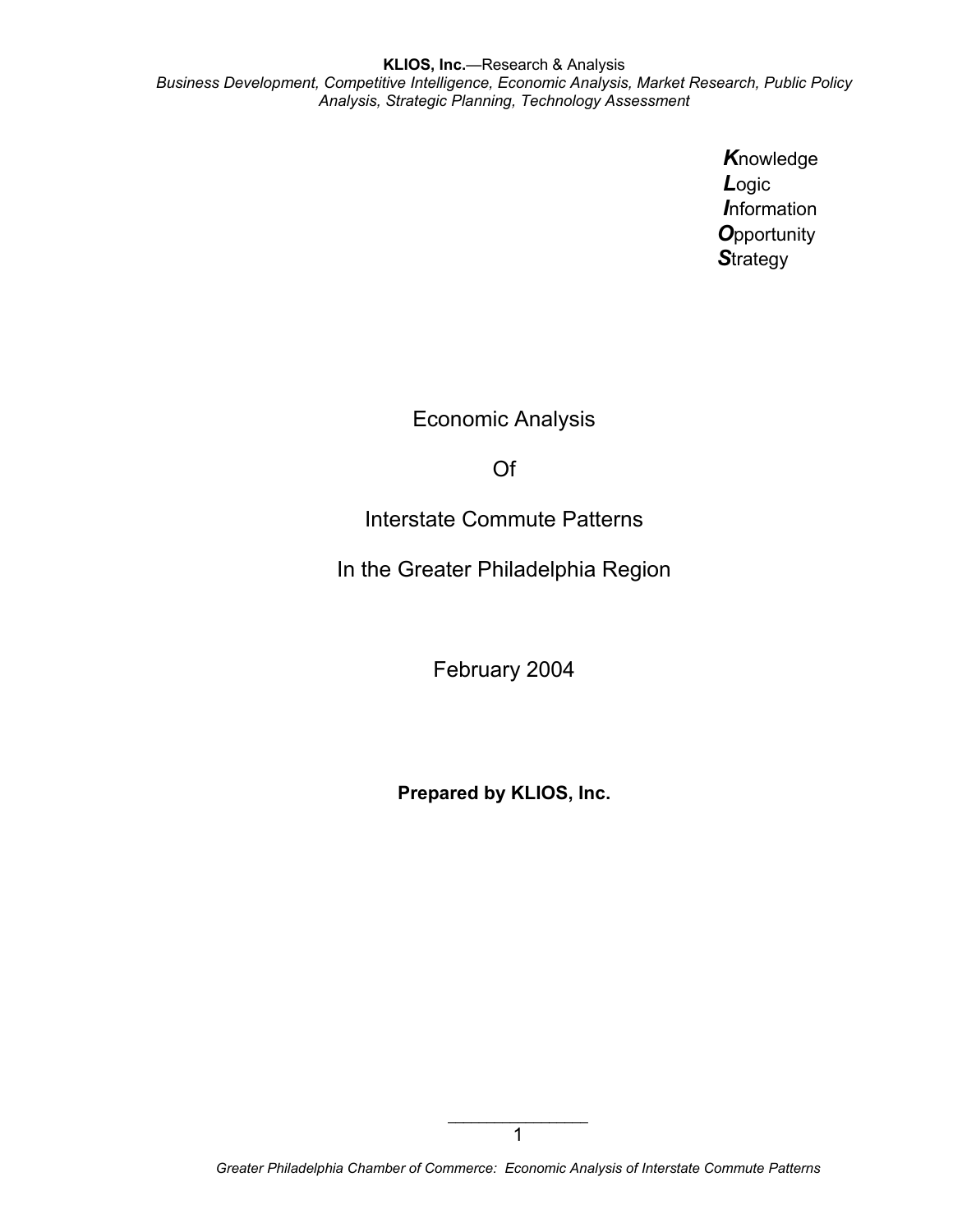**KLIOS, Inc.**—Research & Analysis

*Business Development, Competitive Intelligence, Economic Analysis, Market Research, Public Policy Analysis, Strategic Planning, Technology Assessment*

***K***nowledge
***L***ogic
***I***nformation
***O***pportunity
***S***trategy

# Economic Analysis Of Interstate Commute Patterns In the Greater Philadelphia Region

February 2004

**Prepared by KLIOS, Inc.**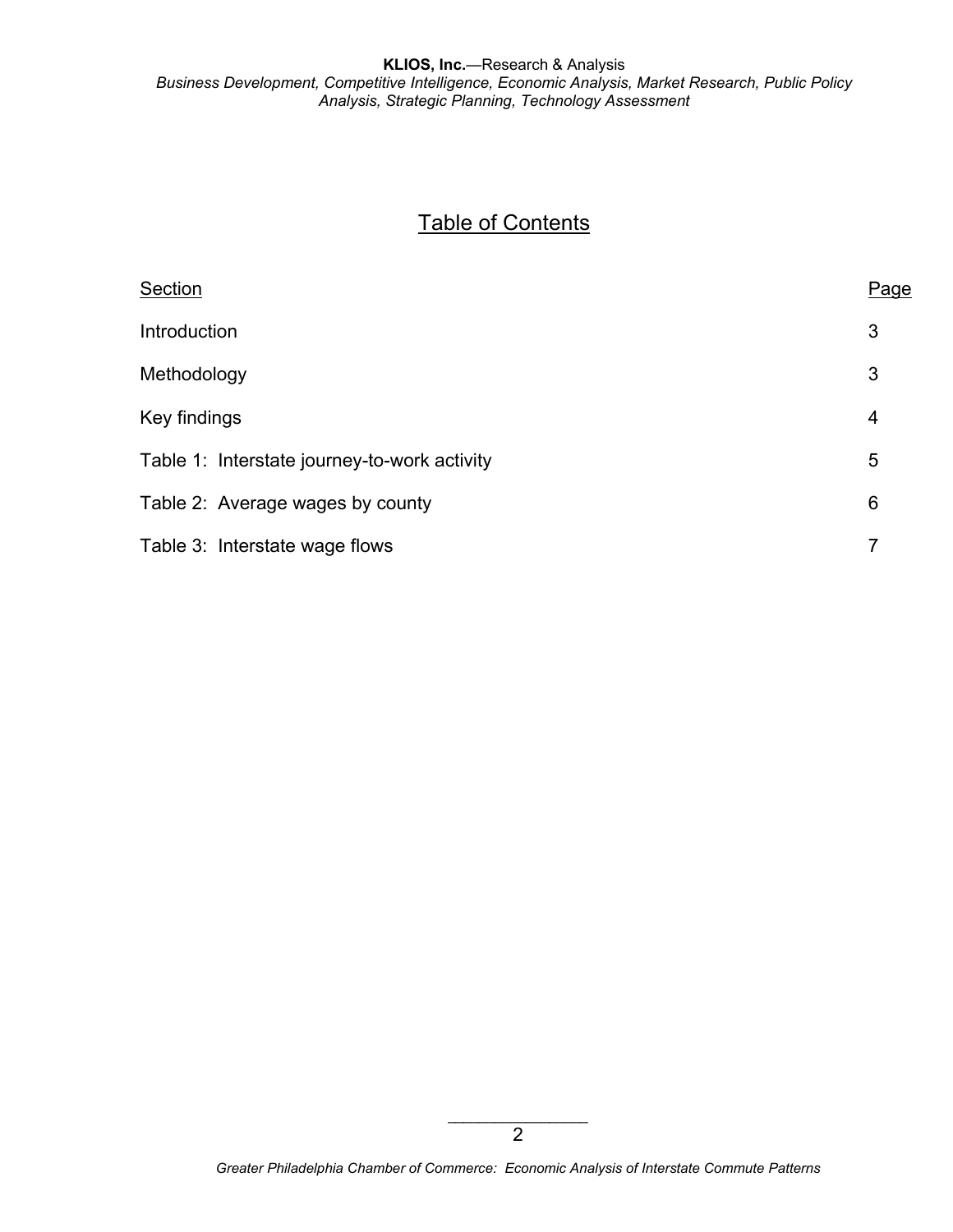# Table of Contents

| Section | Page |
|---|---|
| Introduction | 3 |
| Methodology | 3 |
| Key findings | 4 |
| Table 1: Interstate journey-to-work activity | 5 |
| Table 2: Average wages by county | 6 |
| Table 3: Interstate wage flows | 7 |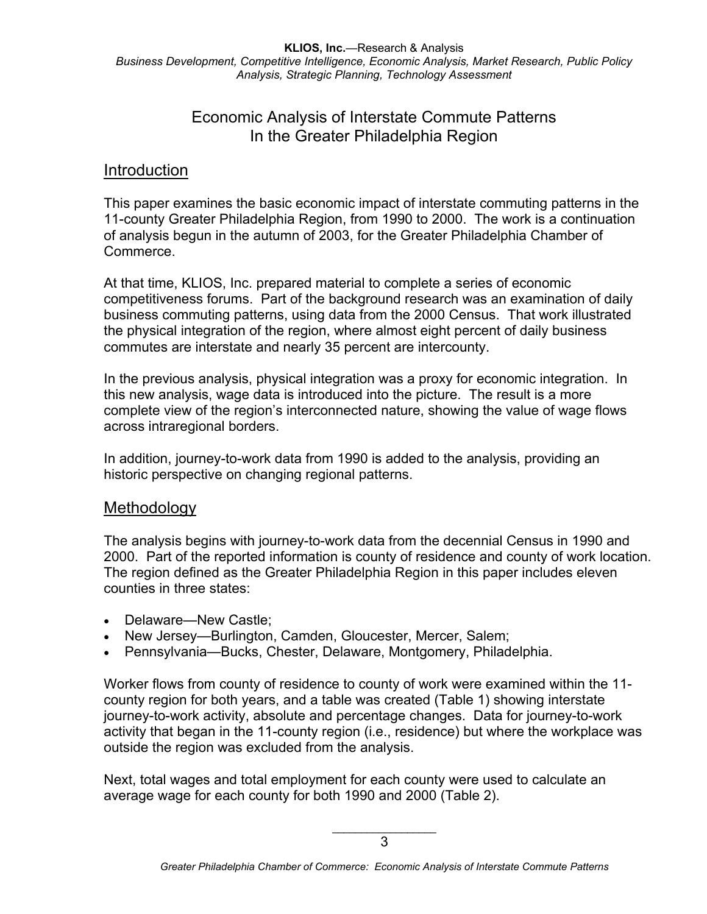KLIOS, Inc.—Research & Analysis
*Business Development, Competitive Intelligence, Economic Analysis, Market Research, Public Policy Analysis, Strategic Planning, Technology Assessment*

# Economic Analysis of Interstate Commute Patterns In the Greater Philadelphia Region

## Introduction

This paper examines the basic economic impact of interstate commuting patterns in the 11-county Greater Philadelphia Region, from 1990 to 2000. The work is a continuation of analysis begun in the autumn of 2003, for the Greater Philadelphia Chamber of Commerce.

At that time, KLIOS, Inc. prepared material to complete a series of economic competitiveness forums. Part of the background research was an examination of daily business commuting patterns, using data from the 2000 Census. That work illustrated the physical integration of the region, where almost eight percent of daily business commutes are interstate and nearly 35 percent are intercounty.

In the previous analysis, physical integration was a proxy for economic integration. In this new analysis, wage data is introduced into the picture. The result is a more complete view of the region's interconnected nature, showing the value of wage flows across intraregional borders.

In addition, journey-to-work data from 1990 is added to the analysis, providing an historic perspective on changing regional patterns.

## Methodology

The analysis begins with journey-to-work data from the decennial Census in 1990 and 2000. Part of the reported information is county of residence and county of work location. The region defined as the Greater Philadelphia Region in this paper includes eleven counties in three states:

- Delaware—New Castle;
- New Jersey—Burlington, Camden, Gloucester, Mercer, Salem;
- Pennsylvania—Bucks, Chester, Delaware, Montgomery, Philadelphia.

Worker flows from county of residence to county of work were examined within the 11-county region for both years, and a table was created (Table 1) showing interstate journey-to-work activity, absolute and percentage changes. Data for journey-to-work activity that began in the 11-county region (i.e., residence) but where the workplace was outside the region was excluded from the analysis.

Next, total wages and total employment for each county were used to calculate an average wage for each county for both 1990 and 2000 (Table 2).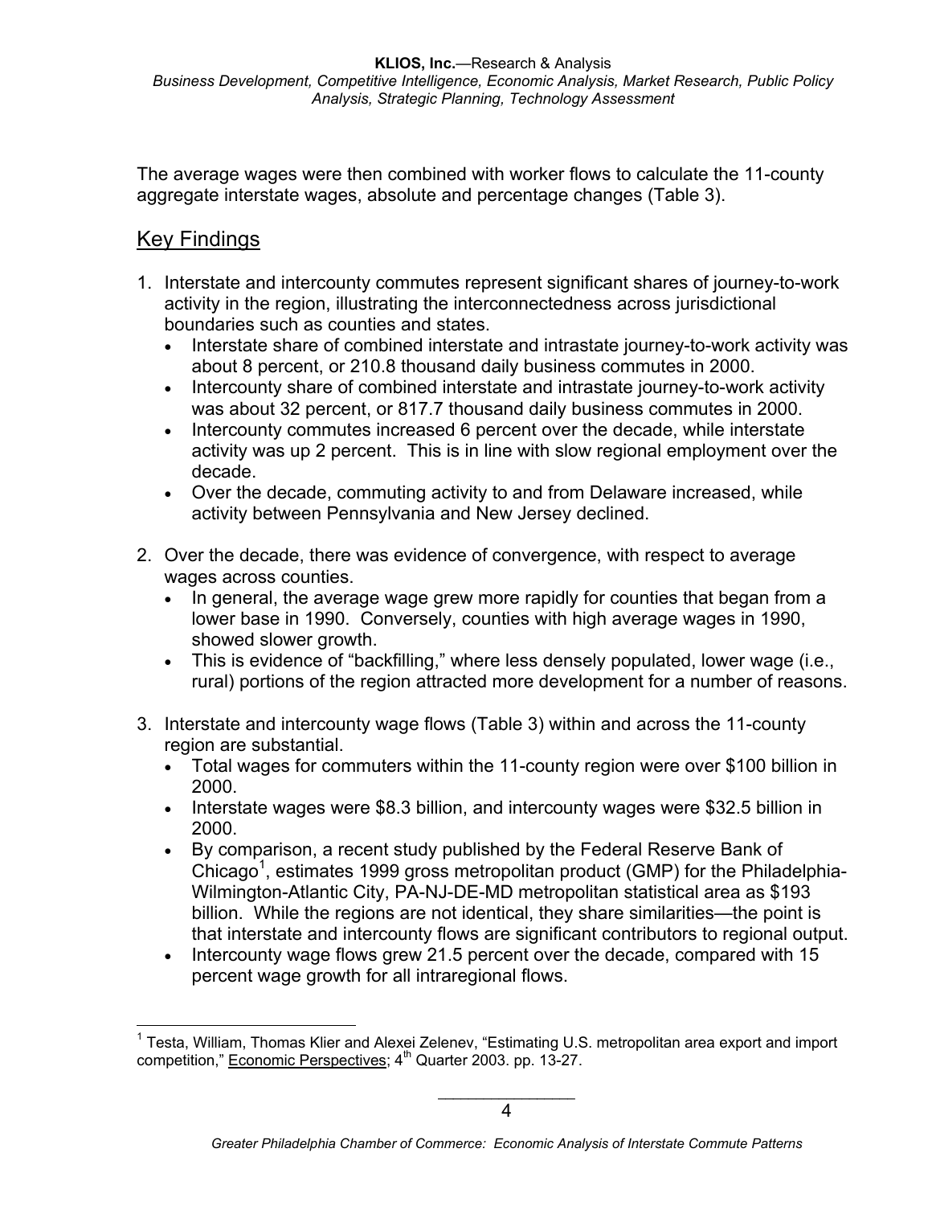The average wages were then combined with worker flows to calculate the 11-county aggregate interstate wages, absolute and percentage changes (Table 3).

## Key Findings

1. Interstate and intercounty commutes represent significant shares of journey-to-work activity in the region, illustrating the interconnectedness across jurisdictional boundaries such as counties and states.
   - Interstate share of combined interstate and intrastate journey-to-work activity was about 8 percent, or 210.8 thousand daily business commutes in 2000.
   - Intercounty share of combined interstate and intrastate journey-to-work activity was about 32 percent, or 817.7 thousand daily business commutes in 2000.
   - Intercounty commutes increased 6 percent over the decade, while interstate activity was up 2 percent. This is in line with slow regional employment over the decade.
   - Over the decade, commuting activity to and from Delaware increased, while activity between Pennsylvania and New Jersey declined.

2. Over the decade, there was evidence of convergence, with respect to average wages across counties.
   - In general, the average wage grew more rapidly for counties that began from a lower base in 1990. Conversely, counties with high average wages in 1990, showed slower growth.
   - This is evidence of "backfilling," where less densely populated, lower wage (i.e., rural) portions of the region attracted more development for a number of reasons.

3. Interstate and intercounty wage flows (Table 3) within and across the 11-county region are substantial.
   - Total wages for commuters within the 11-county region were over $100 billion in 2000.
   - Interstate wages were $8.3 billion, and intercounty wages were $32.5 billion in 2000.
   - By comparison, a recent study published by the Federal Reserve Bank of Chicago[1], estimates 1999 gross metropolitan product (GMP) for the Philadelphia-Wilmington-Atlantic City, PA-NJ-DE-MD metropolitan statistical area as $193 billion. While the regions are not identical, they share similarities—the point is that interstate and intercounty flows are significant contributors to regional output.
   - Intercounty wage flows grew 21.5 percent over the decade, compared with 15 percent wage growth for all intraregional flows.

---

[1] Testa, William, Thomas Klier and Alexei Zelenev, "Estimating U.S. metropolitan area export and import competition," Economic Perspectives; 4th Quarter 2003. pp. 13-27.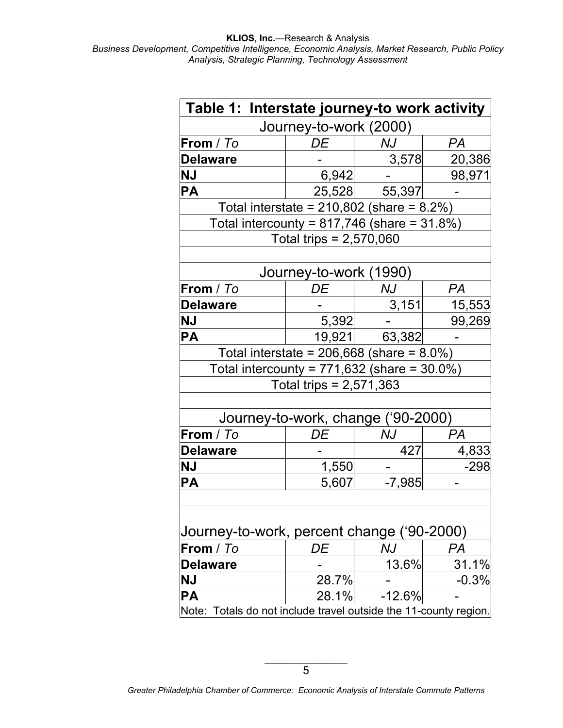**Table 1: Interstate journey-to work activity**

| Journey-to-work (2000) | | | |
|---|---|---|---|
| **From** / *To* | *DE* | *NJ* | *PA* |
| **Delaware** | - | 3,578 | 20,386 |
| **NJ** | 6,942 | - | 98,971 |
| **PA** | 25,528 | 55,397 | - |
| Total interstate = 210,802 (share = 8.2%) | | | |
| Total intercounty = 817,746 (share = 31.8%) | | | |
| Total trips = 2,570,060 | | | |

| Journey-to-work (1990) | | | |
|---|---|---|---|
| **From** / *To* | *DE* | *NJ* | *PA* |
| **Delaware** | - | 3,151 | 15,553 |
| **NJ** | 5,392 | - | 99,269 |
| **PA** | 19,921 | 63,382 | - |
| Total interstate = 206,668 (share = 8.0%) | | | |
| Total intercounty = 771,632 (share = 30.0%) | | | |
| Total trips = 2,571,363 | | | |

| Journey-to-work, change ('90-2000) | | | |
|---|---|---|---|
| **From** / *To* | *DE* | *NJ* | *PA* |
| **Delaware** | - | 427 | 4,833 |
| **NJ** | 1,550 | - | -298 |
| **PA** | 5,607 | -7,985 | - |

| Journey-to-work, percent change ('90-2000) | | | |
|---|---|---|---|
| **From** / *To* | *DE* | *NJ* | *PA* |
| **Delaware** | - | 13.6% | 31.1% |
| **NJ** | 28.7% | - | -0.3% |
| **PA** | 28.1% | -12.6% | - |

Note: Totals do not include travel outside the 11-county region.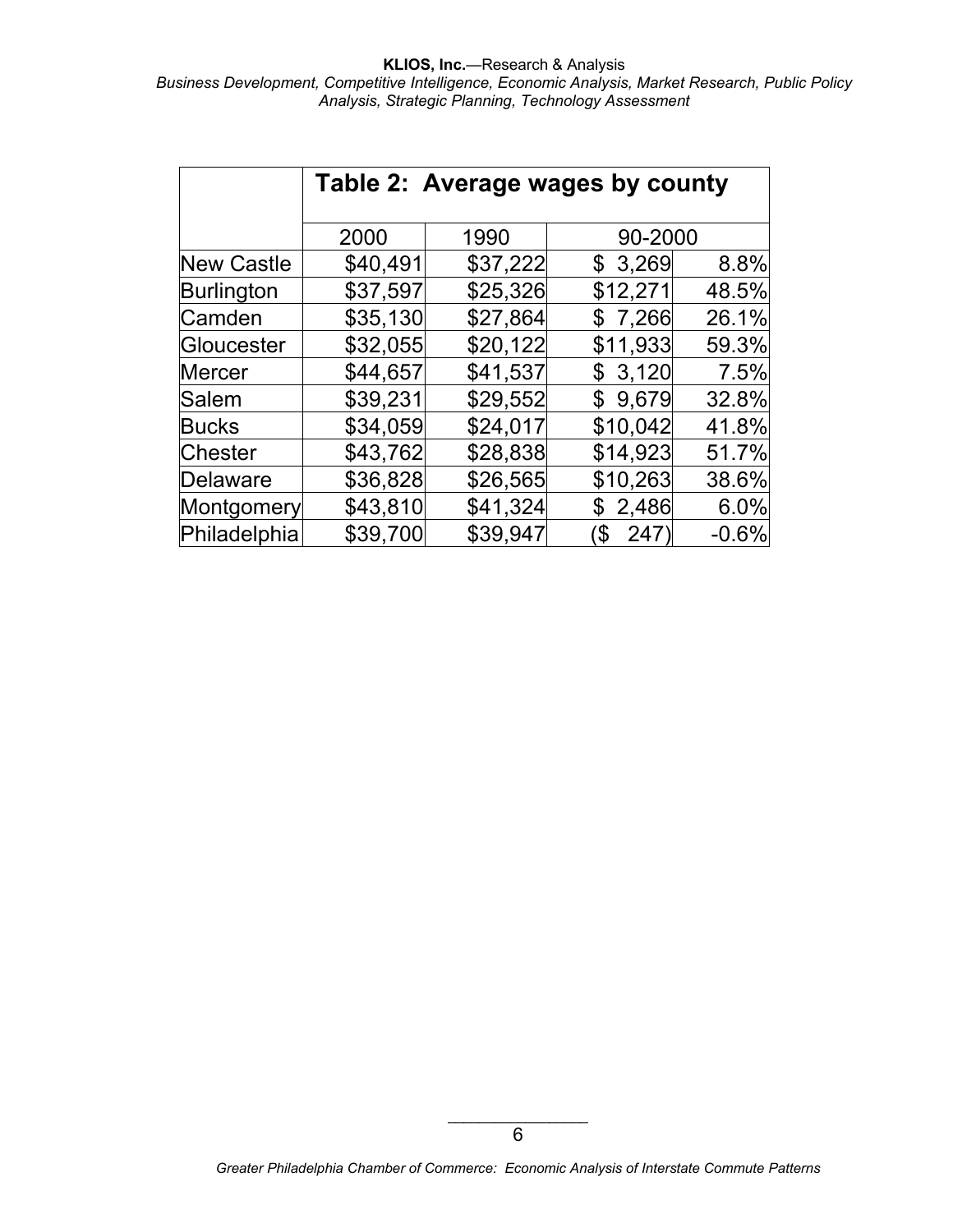| | Table 2: Average wages by county | | | |
|---|---|---|---|---|
| | 2000 | 1990 | 90-2000 | |
| New Castle | $40,491 | $37,222 | $ 3,269 | 8.8% |
| Burlington | $37,597 | $25,326 | $12,271 | 48.5% |
| Camden | $35,130 | $27,864 | $ 7,266 | 26.1% |
| Gloucester | $32,055 | $20,122 | $11,933 | 59.3% |
| Mercer | $44,657 | $41,537 | $ 3,120 | 7.5% |
| Salem | $39,231 | $29,552 | $ 9,679 | 32.8% |
| Bucks | $34,059 | $24,017 | $10,042 | 41.8% |
| Chester | $43,762 | $28,838 | $14,923 | 51.7% |
| Delaware | $36,828 | $26,565 | $10,263 | 38.6% |
| Montgomery | $43,810 | $41,324 | $ 2,486 | 6.0% |
| Philadelphia | $39,700 | $39,947 | ($ 247) | -0.6% |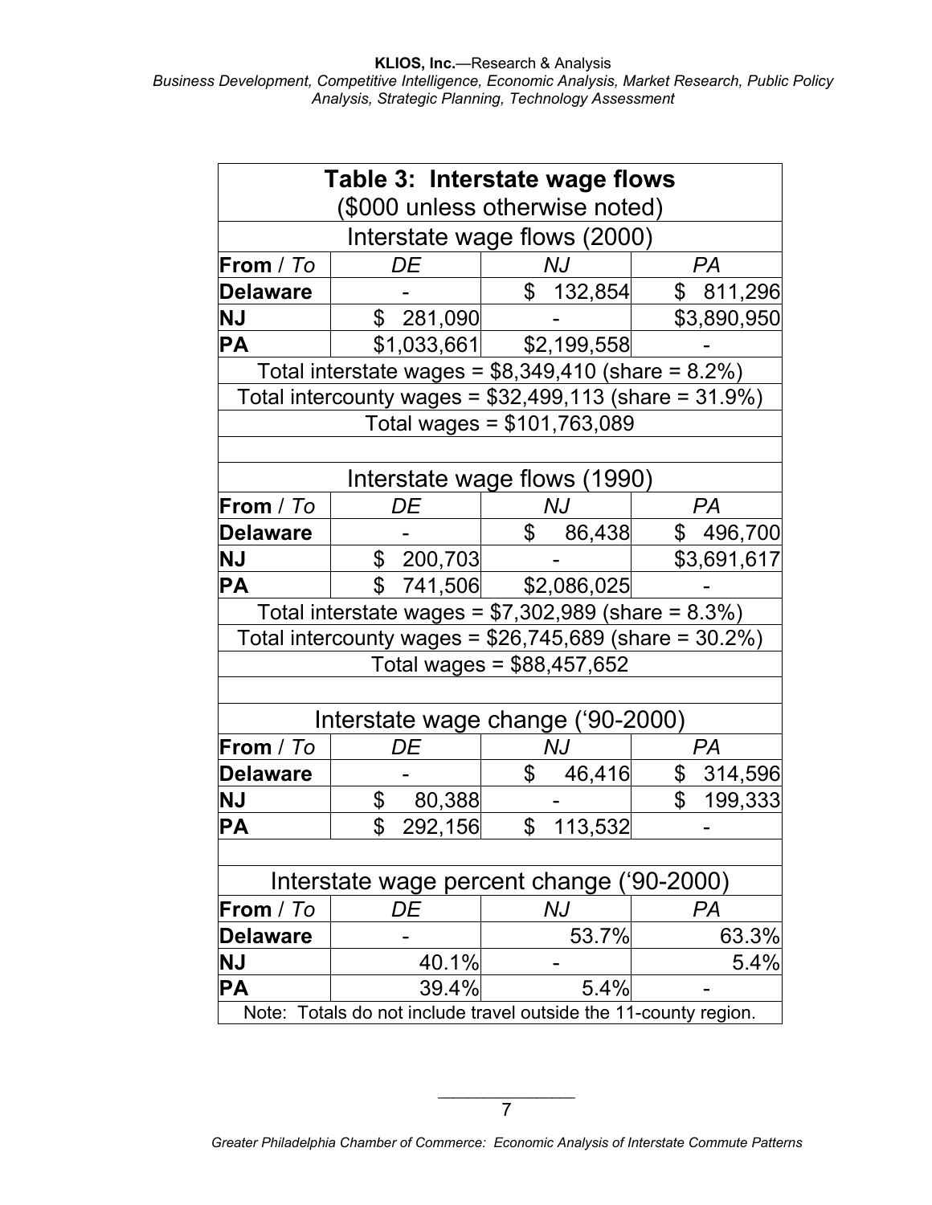| Table 3: Interstate wage flows ($000 unless otherwise noted) | | | |
|---|---|---|---|
| Interstate wage flows (2000) | | | |
| **From** / *To* | *DE* | *NJ* | *PA* |
| **Delaware** | - | $ 132,854 | $ 811,296 |
| **NJ** | $ 281,090 | - | $3,890,950 |
| **PA** | $1,033,661 | $2,199,558 | - |
| Total interstate wages = $8,349,410 (share = 8.2%) | | | |
| Total intercounty wages = $32,499,113 (share = 31.9%) | | | |
| Total wages = $101,763,089 | | | |
| | | | |
| Interstate wage flows (1990) | | | |
| **From** / *To* | *DE* | *NJ* | *PA* |
| **Delaware** | - | $ 86,438 | $ 496,700 |
| **NJ** | $ 200,703 | - | $3,691,617 |
| **PA** | $ 741,506 | $2,086,025 | - |
| Total interstate wages = $7,302,989 (share = 8.3%) | | | |
| Total intercounty wages = $26,745,689 (share = 30.2%) | | | |
| Total wages = $88,457,652 | | | |
| | | | |
| Interstate wage change ('90-2000) | | | |
| **From** / *To* | *DE* | *NJ* | *PA* |
| **Delaware** | - | $ 46,416 | $ 314,596 |
| **NJ** | $ 80,388 | - | $ 199,333 |
| **PA** | $ 292,156 | $ 113,532 | - |
| | | | |
| Interstate wage percent change ('90-2000) | | | |
| **From** / *To* | *DE* | *NJ* | *PA* |
| **Delaware** | - | 53.7% | 63.3% |
| **NJ** | 40.1% | - | 5.4% |
| **PA** | 39.4% | 5.4% | - |
| Note: Totals do not include travel outside the 11-county region. | | | |